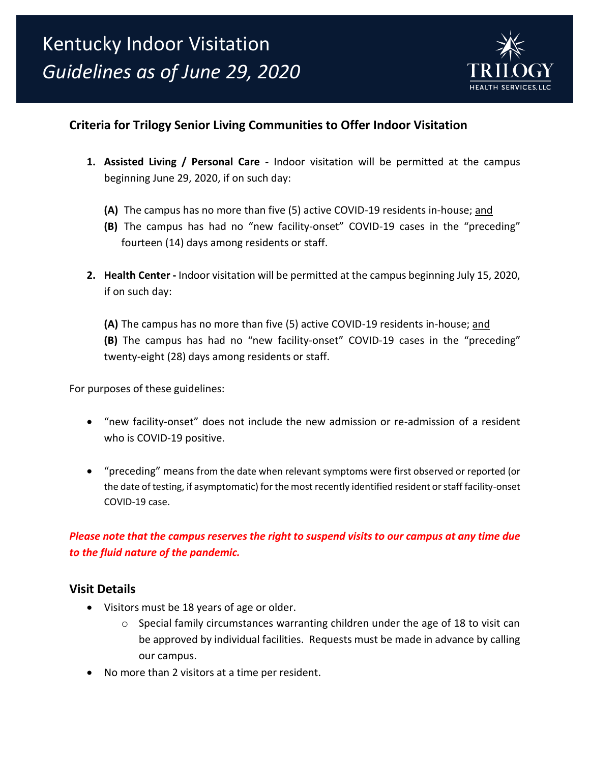# Kentucky Indoor Visitation
# *Guidelines as of June 29, 2020*

TRILOGY
HEALTH SERVICES, LLC

## Criteria for Trilogy Senior Living Communities to Offer Indoor Visitation

1. **Assisted Living / Personal Care -** Indoor visitation will be permitted at the campus beginning June 29, 2020, if on such day:

   **(A)** The campus has no more than five (5) active COVID-19 residents in-house; <u>and</u>
   **(B)** The campus has had no "new facility-onset" COVID-19 cases in the "preceding" fourteen (14) days among residents or staff.

2. **Health Center -** Indoor visitation will be permitted at the campus beginning July 15, 2020, if on such day:

   **(A)** The campus has no more than five (5) active COVID-19 residents in-house; <u>and</u>
   **(B)** The campus has had no "new facility-onset" COVID-19 cases in the "preceding" twenty-eight (28) days among residents or staff.

For purposes of these guidelines:

- "new facility-onset" does not include the new admission or re-admission of a resident who is COVID-19 positive.
- "preceding" means from the date when relevant symptoms were first observed or reported (or the date of testing, if asymptomatic) for the most recently identified resident or staff facility-onset COVID-19 case.

***Please note that the campus reserves the right to suspend visits to our campus at any time due to the fluid nature of the pandemic.***

## Visit Details

- Visitors must be 18 years of age or older.
  - Special family circumstances warranting children under the age of 18 to visit can be approved by individual facilities. Requests must be made in advance by calling our campus.
- No more than 2 visitors at a time per resident.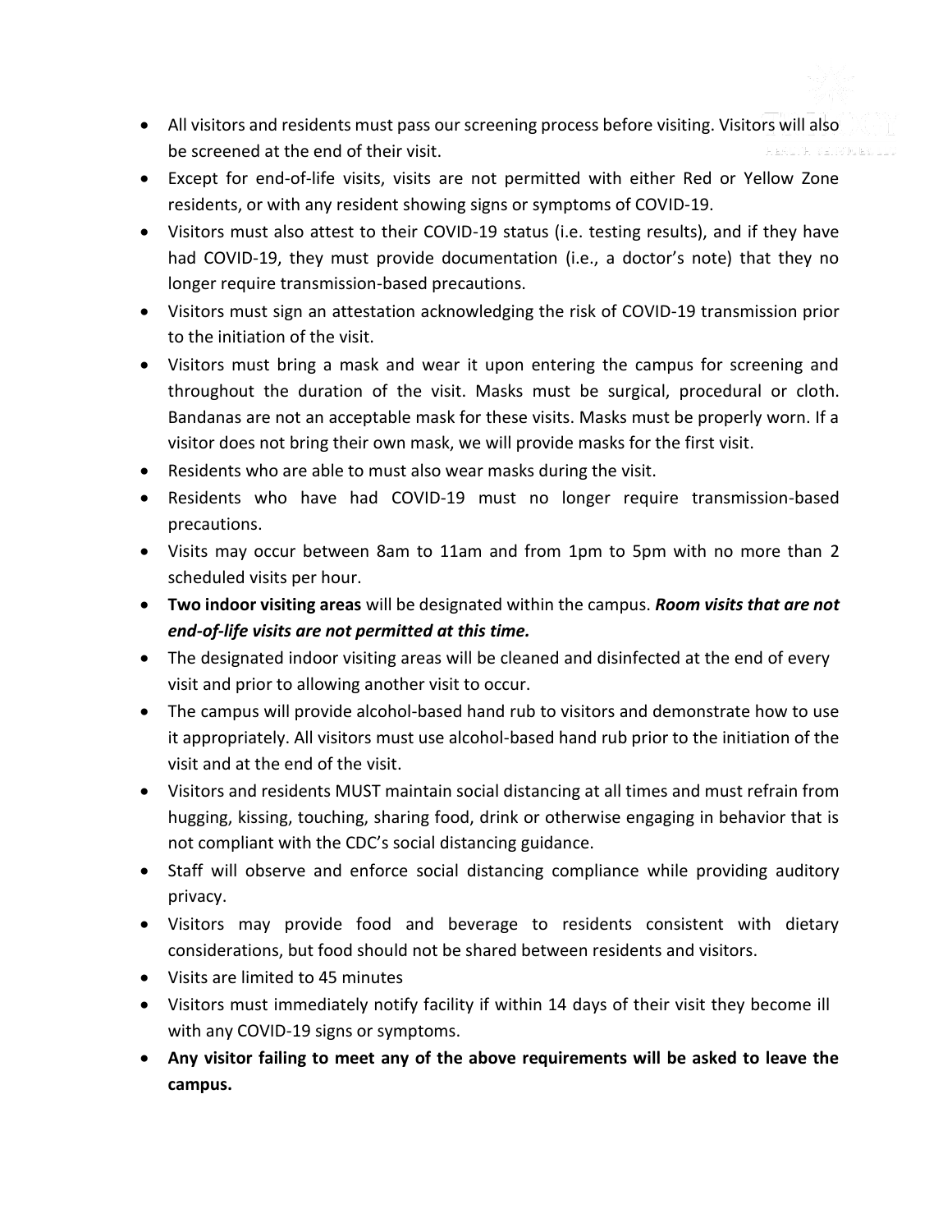- All visitors and residents must pass our screening process before visiting. Visitors will also be screened at the end of their visit.
- Except for end-of-life visits, visits are not permitted with either Red or Yellow Zone residents, or with any resident showing signs or symptoms of COVID-19.
- Visitors must also attest to their COVID-19 status (i.e. testing results), and if they have had COVID-19, they must provide documentation (i.e., a doctor's note) that they no longer require transmission-based precautions.
- Visitors must sign an attestation acknowledging the risk of COVID-19 transmission prior to the initiation of the visit.
- Visitors must bring a mask and wear it upon entering the campus for screening and throughout the duration of the visit. Masks must be surgical, procedural or cloth. Bandanas are not an acceptable mask for these visits. Masks must be properly worn. If a visitor does not bring their own mask, we will provide masks for the first visit.
- Residents who are able to must also wear masks during the visit.
- Residents who have had COVID-19 must no longer require transmission-based precautions.
- Visits may occur between 8am to 11am and from 1pm to 5pm with no more than 2 scheduled visits per hour.
- **Two indoor visiting areas** will be designated within the campus. ***Room visits that are not end-of-life visits are not permitted at this time.***
- The designated indoor visiting areas will be cleaned and disinfected at the end of every visit and prior to allowing another visit to occur.
- The campus will provide alcohol-based hand rub to visitors and demonstrate how to use it appropriately. All visitors must use alcohol-based hand rub prior to the initiation of the visit and at the end of the visit.
- Visitors and residents MUST maintain social distancing at all times and must refrain from hugging, kissing, touching, sharing food, drink or otherwise engaging in behavior that is not compliant with the CDC's social distancing guidance.
- Staff will observe and enforce social distancing compliance while providing auditory privacy.
- Visitors may provide food and beverage to residents consistent with dietary considerations, but food should not be shared between residents and visitors.
- Visits are limited to 45 minutes
- Visitors must immediately notify facility if within 14 days of their visit they become ill with any COVID-19 signs or symptoms.
- **Any visitor failing to meet any of the above requirements will be asked to leave the campus.**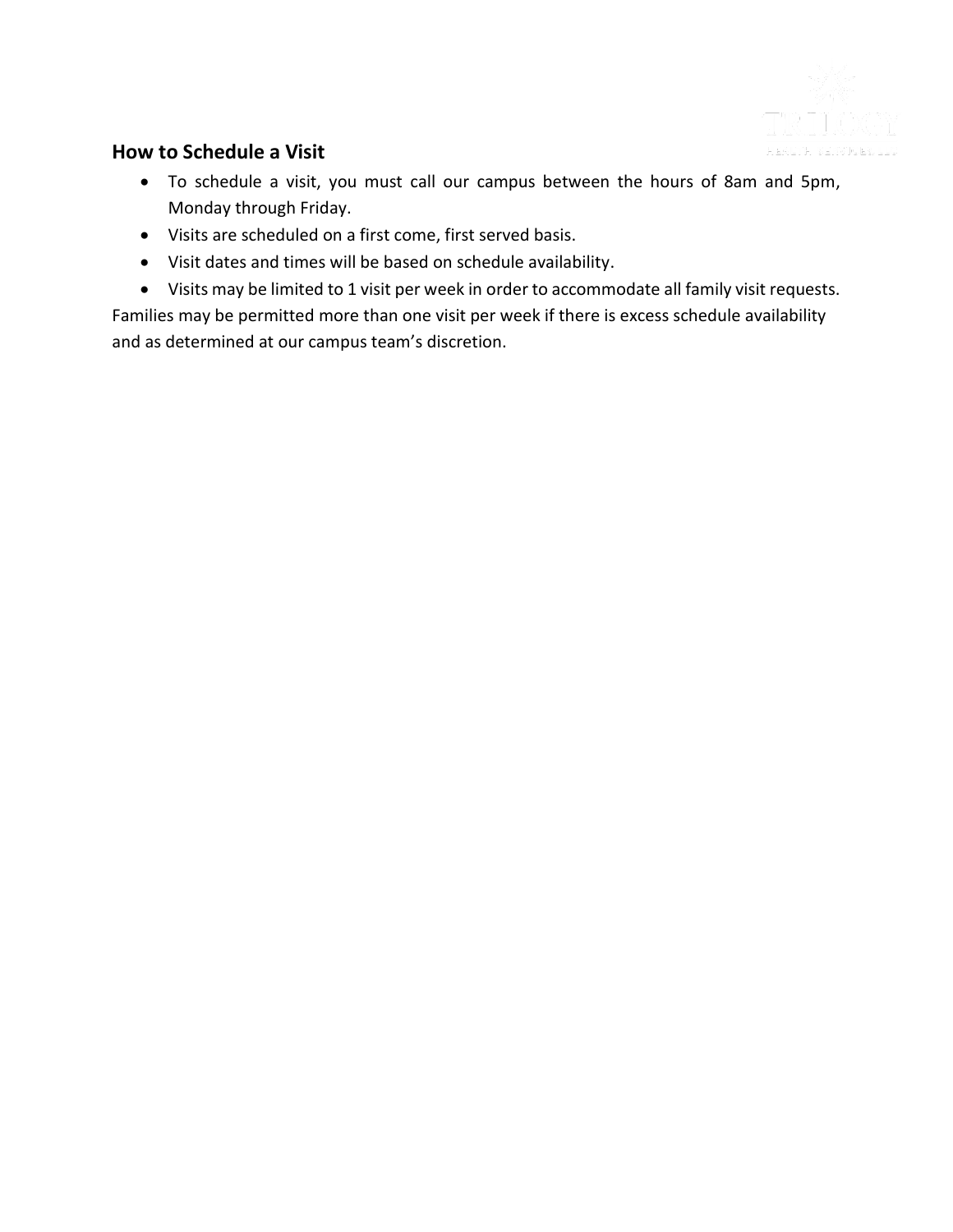## How to Schedule a Visit

- To schedule a visit, you must call our campus between the hours of 8am and 5pm, Monday through Friday.
- Visits are scheduled on a first come, first served basis.
- Visit dates and times will be based on schedule availability.
- Visits may be limited to 1 visit per week in order to accommodate all family visit requests.

Families may be permitted more than one visit per week if there is excess schedule availability and as determined at our campus team's discretion.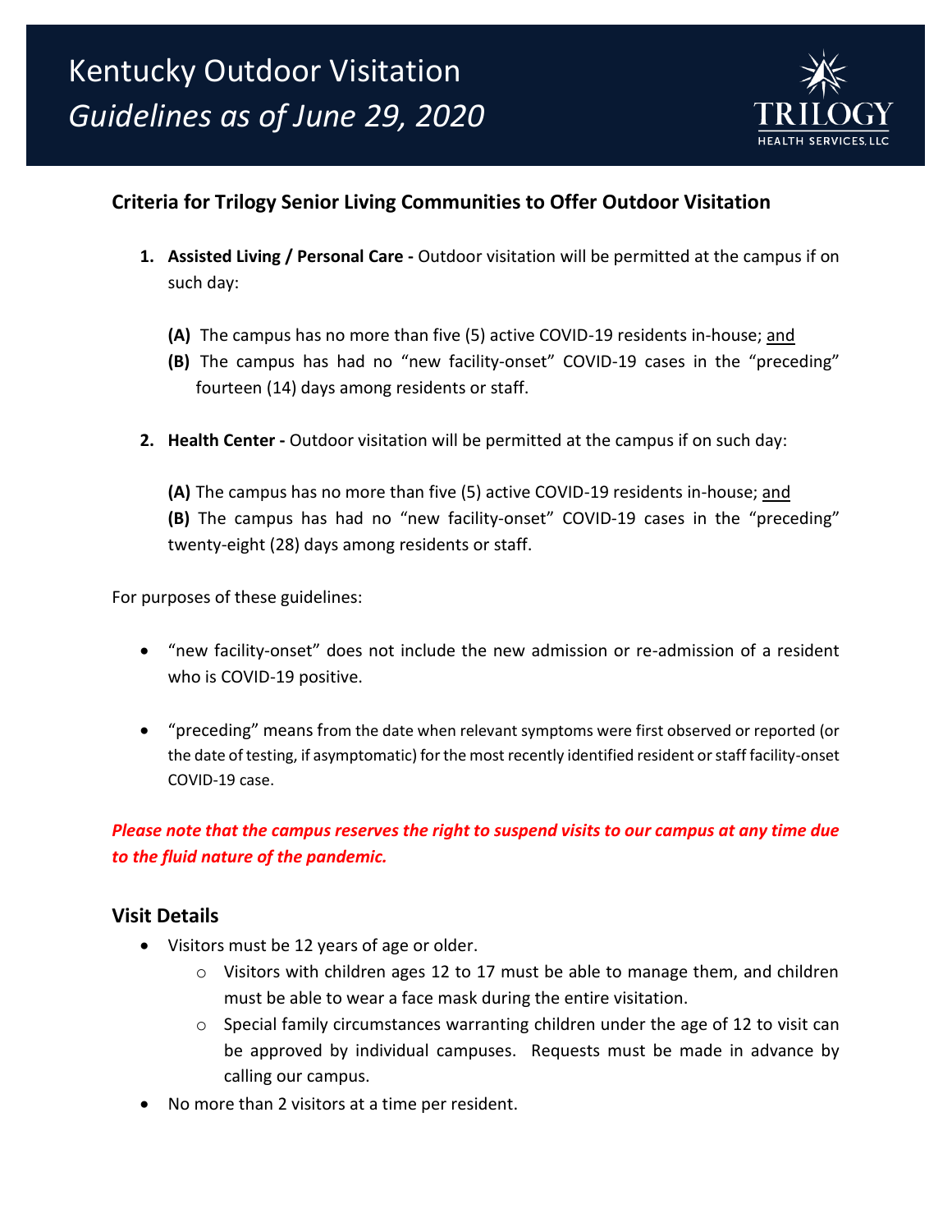# Kentucky Outdoor Visitation
*Guidelines as of June 29, 2020*

TRILOGY HEALTH SERVICES, LLC

## Criteria for Trilogy Senior Living Communities to Offer Outdoor Visitation

1. **Assisted Living / Personal Care -** Outdoor visitation will be permitted at the campus if on such day:

   **(A)** The campus has no more than five (5) active COVID-19 residents in-house; <u>and</u>
   **(B)** The campus has had no “new facility-onset” COVID-19 cases in the “preceding” fourteen (14) days among residents or staff.

2. **Health Center -** Outdoor visitation will be permitted at the campus if on such day:

   **(A)** The campus has no more than five (5) active COVID-19 residents in-house; <u>and</u>
   **(B)** The campus has had no “new facility-onset” COVID-19 cases in the “preceding” twenty-eight (28) days among residents or staff.

For purposes of these guidelines:

- “new facility-onset” does not include the new admission or re-admission of a resident who is COVID-19 positive.
- “preceding” means from the date when relevant symptoms were first observed or reported (or the date of testing, if asymptomatic) for the most recently identified resident or staff facility-onset COVID-19 case.

***Please note that the campus reserves the right to suspend visits to our campus at any time due to the fluid nature of the pandemic.***

## Visit Details

- Visitors must be 12 years of age or older.
  - Visitors with children ages 12 to 17 must be able to manage them, and children must be able to wear a face mask during the entire visitation.
  - Special family circumstances warranting children under the age of 12 to visit can be approved by individual campuses. Requests must be made in advance by calling our campus.
- No more than 2 visitors at a time per resident.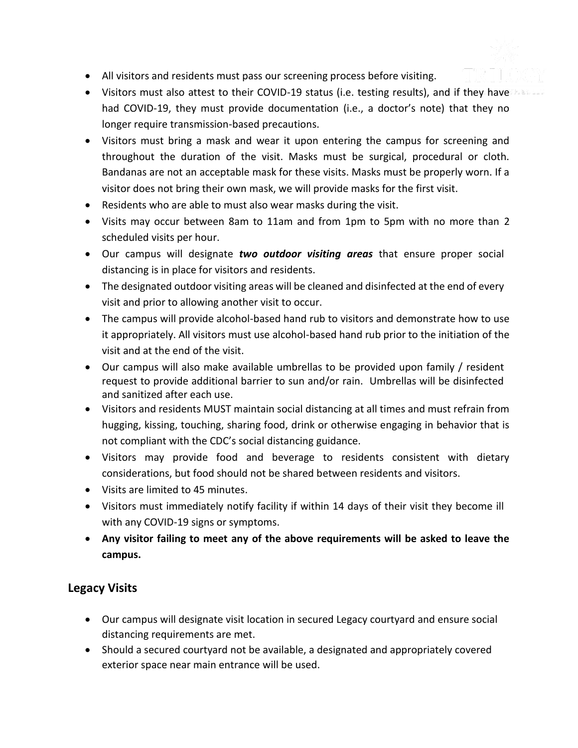- All visitors and residents must pass our screening process before visiting.
- Visitors must also attest to their COVID-19 status (i.e. testing results), and if they have had COVID-19, they must provide documentation (i.e., a doctor's note) that they no longer require transmission-based precautions.
- Visitors must bring a mask and wear it upon entering the campus for screening and throughout the duration of the visit. Masks must be surgical, procedural or cloth. Bandanas are not an acceptable mask for these visits. Masks must be properly worn. If a visitor does not bring their own mask, we will provide masks for the first visit.
- Residents who are able to must also wear masks during the visit.
- Visits may occur between 8am to 11am and from 1pm to 5pm with no more than 2 scheduled visits per hour.
- Our campus will designate ***two outdoor visiting areas*** that ensure proper social distancing is in place for visitors and residents.
- The designated outdoor visiting areas will be cleaned and disinfected at the end of every visit and prior to allowing another visit to occur.
- The campus will provide alcohol-based hand rub to visitors and demonstrate how to use it appropriately. All visitors must use alcohol-based hand rub prior to the initiation of the visit and at the end of the visit.
- Our campus will also make available umbrellas to be provided upon family / resident request to provide additional barrier to sun and/or rain. Umbrellas will be disinfected and sanitized after each use.
- Visitors and residents MUST maintain social distancing at all times and must refrain from hugging, kissing, touching, sharing food, drink or otherwise engaging in behavior that is not compliant with the CDC's social distancing guidance.
- Visitors may provide food and beverage to residents consistent with dietary considerations, but food should not be shared between residents and visitors.
- Visits are limited to 45 minutes.
- Visitors must immediately notify facility if within 14 days of their visit they become ill with any COVID-19 signs or symptoms.
- **Any visitor failing to meet any of the above requirements will be asked to leave the campus.**

## Legacy Visits

- Our campus will designate visit location in secured Legacy courtyard and ensure social distancing requirements are met.
- Should a secured courtyard not be available, a designated and appropriately covered exterior space near main entrance will be used.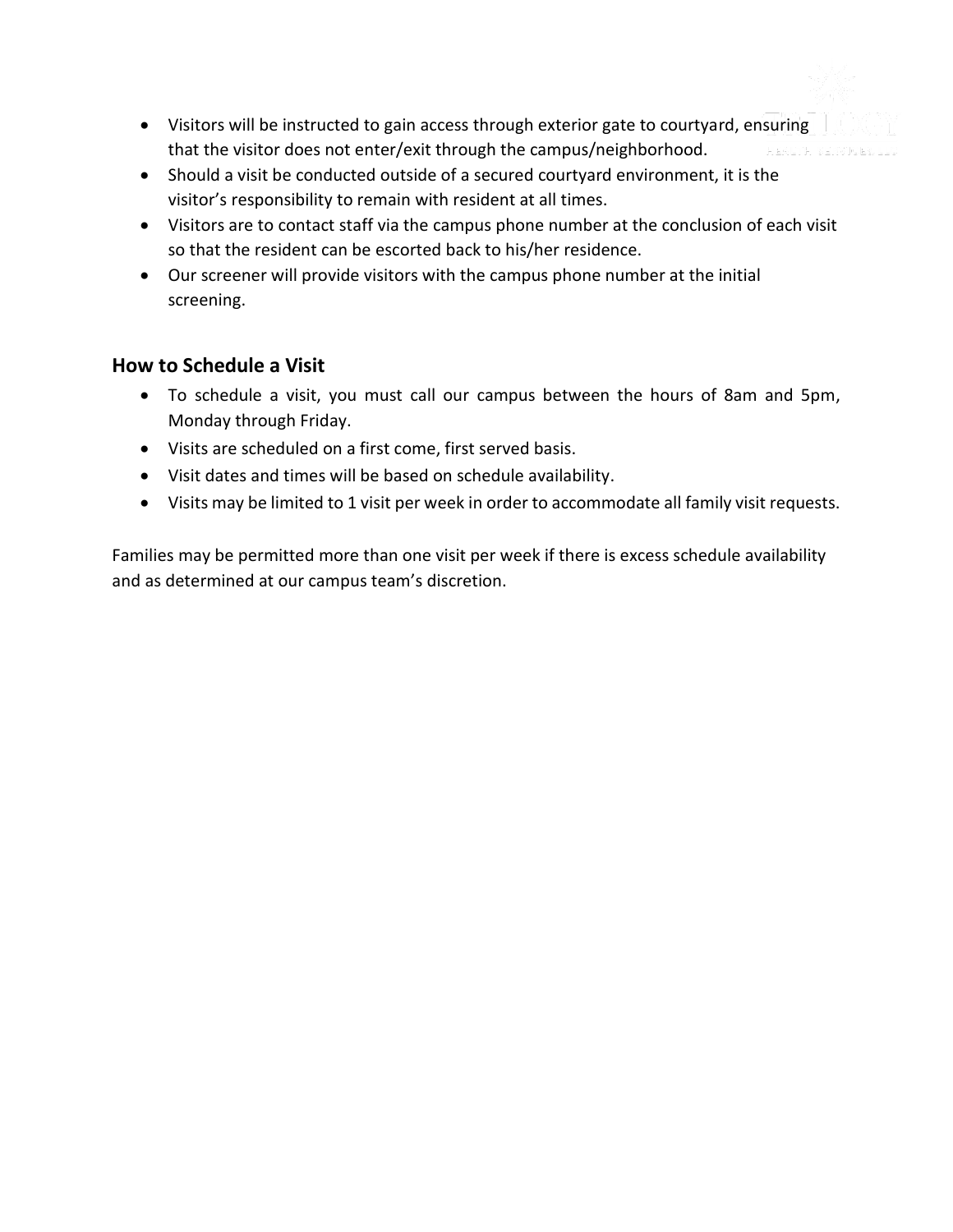- Visitors will be instructed to gain access through exterior gate to courtyard, ensuring that the visitor does not enter/exit through the campus/neighborhood.
- Should a visit be conducted outside of a secured courtyard environment, it is the visitor's responsibility to remain with resident at all times.
- Visitors are to contact staff via the campus phone number at the conclusion of each visit so that the resident can be escorted back to his/her residence.
- Our screener will provide visitors with the campus phone number at the initial screening.

## How to Schedule a Visit

- To schedule a visit, you must call our campus between the hours of 8am and 5pm, Monday through Friday.
- Visits are scheduled on a first come, first served basis.
- Visit dates and times will be based on schedule availability.
- Visits may be limited to 1 visit per week in order to accommodate all family visit requests.

Families may be permitted more than one visit per week if there is excess schedule availability and as determined at our campus team's discretion.